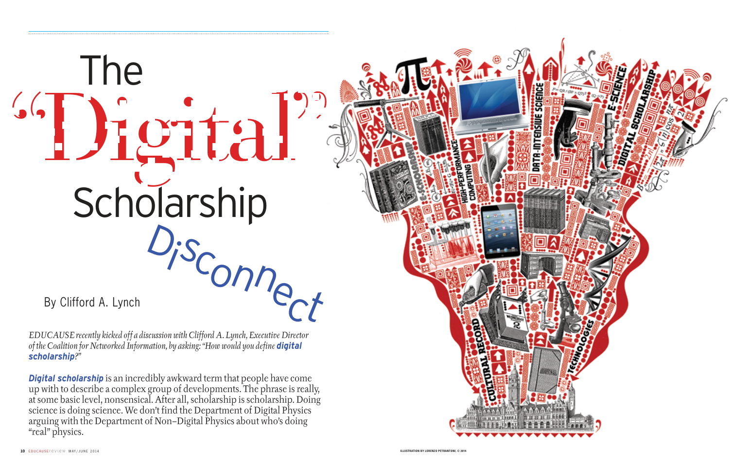# The "Digital" Scholarship Disconnect

By Clifford A. Lynch

*EDUCAUSE recently kicked off a discussion with Clifford A. Lynch, Executive Director of the Coalition for Networked Information, by asking: "How would you define* ***digital scholarship****?"*

***Digital scholarship*** is an incredibly awkward term that people have come up with to describe a complex group of developments. The phrase is really, at some basic level, nonsensical. After all, scholarship is scholarship. Doing science is doing science. We don't find the Department of Digital Physics arguing with the Department of Non–Digital Physics about who's doing "real" physics.

ILLUSTRATION BY LORENZO PETRANTONI, © 2014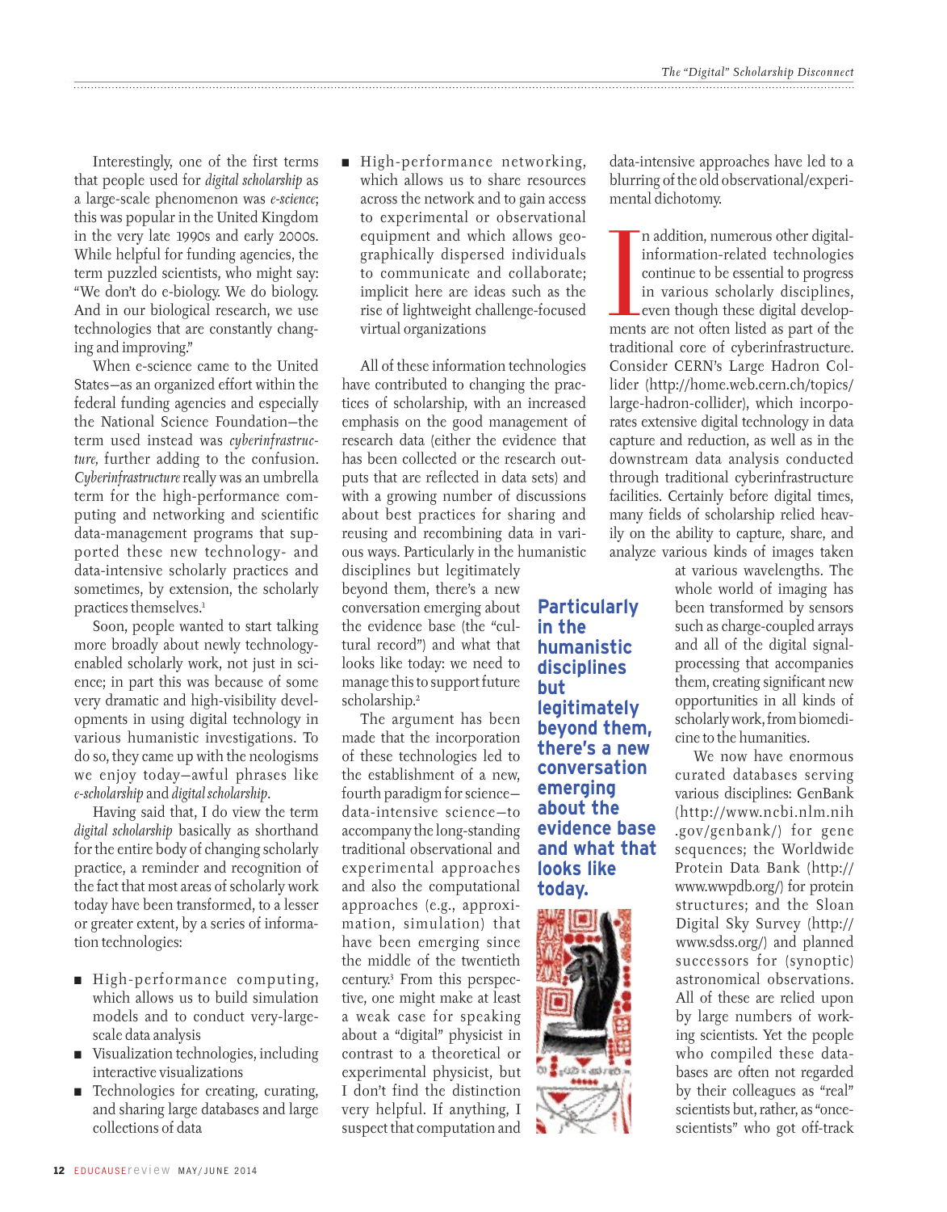Interestingly, one of the first terms that people used for *digital scholarship* as a large-scale phenomenon was *e-science*; this was popular in the United Kingdom in the very late 1990s and early 2000s. While helpful for funding agencies, the term puzzled scientists, who might say: "We don't do e-biology. We do biology. And in our biological research, we use technologies that are constantly changing and improving."

When e-science came to the United States—as an organized effort within the federal funding agencies and especially the National Science Foundation—the term used instead was *cyberinfrastructure*, further adding to the confusion. *Cyberinfrastructure* really was an umbrella term for the high-performance computing and networking and scientific data-management programs that supported these new technology- and data-intensive scholarly practices and sometimes, by extension, the scholarly practices themselves.[1]

Soon, people wanted to start talking more broadly about newly technology-enabled scholarly work, not just in science; in part this was because of some very dramatic and high-visibility developments in using digital technology in various humanistic investigations. To do so, they came up with the neologisms we enjoy today—awful phrases like *e-scholarship* and *digital scholarship*.

Having said that, I do view the term *digital scholarship* basically as shorthand for the entire body of changing scholarly practice, a reminder and recognition of the fact that most areas of scholarly work today have been transformed, to a lesser or greater extent, by a series of information technologies:

- High-performance computing, which allows us to build simulation models and to conduct very-large-scale data analysis
- Visualization technologies, including interactive visualizations
- Technologies for creating, curating, and sharing large databases and large collections of data
- High-performance networking, which allows us to share resources across the network and to gain access to experimental or observational equipment and which allows geographically dispersed individuals to communicate and collaborate; implicit here are ideas such as the rise of lightweight challenge-focused virtual organizations

All of these information technologies have contributed to changing the practices of scholarship, with an increased emphasis on the good management of research data (either the evidence that has been collected or the research outputs that are reflected in data sets) and with a growing number of discussions about best practices for sharing and reusing and recombining data in various ways. Particularly in the humanistic disciplines but legitimately beyond them, there's a new conversation emerging about the evidence base (the "cultural record") and what that looks like today: we need to manage this to support future scholarship.[2]

The argument has been made that the incorporation of these technologies led to the establishment of a new, fourth paradigm for science—data-intensive science—to accompany the long-standing traditional observational and experimental approaches and also the computational approaches (e.g., approximation, simulation) that have been emerging since the middle of the twentieth century.[3] From this perspective, one might make at least a weak case for speaking about a "digital" physicist in contrast to a theoretical or experimental physicist, but I don't find the distinction very helpful. If anything, I suspect that computation and data-intensive approaches have led to a blurring of the old observational/experimental dichotomy.

**Particularly in the humanistic disciplines but legitimately beyond them, there's a new conversation emerging about the evidence base and what that looks like today.**

In addition, numerous other digital-information-related technologies continue to be essential to progress in various scholarly disciplines, even though these digital developments are not often listed as part of the traditional core of cyberinfrastructure. Consider CERN's Large Hadron Collider (http://home.web.cern.ch/topics/large-hadron-collider), which incorporates extensive digital technology in data capture and reduction, as well as in the downstream data analysis conducted through traditional cyberinfrastructure facilities. Certainly before digital times, many fields of scholarship relied heavily on the ability to capture, share, and analyze various kinds of images taken at various wavelengths. The whole world of imaging has been transformed by sensors such as charge-coupled arrays and all of the digital signal-processing that accompanies them, creating significant new opportunities in all kinds of scholarly work, from biomedicine to the humanities.

We now have enormous curated databases serving various disciplines: GenBank (http://www.ncbi.nlm.nih.gov/genbank/) for gene sequences; the Worldwide Protein Data Bank (http://www.wwpdb.org/) for protein structures; and the Sloan Digital Sky Survey (http://www.sdss.org/) and planned successors for (synoptic) astronomical observations. All of these are relied upon by large numbers of working scientists. Yet the people who compiled these databases are often not regarded by their colleagues as "real" scientists but, rather, as "once-scientists" who got off-track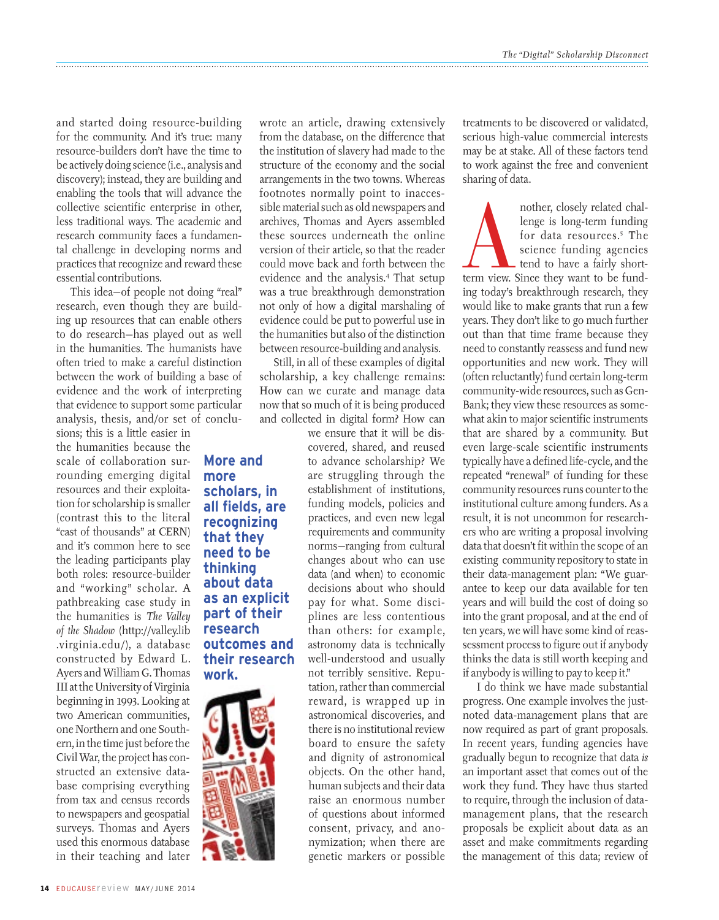and started doing resource-building for the community. And it's true: many resource-builders don't have the time to be actively doing science (i.e., analysis and discovery); instead, they are building and enabling the tools that will advance the collective scientific enterprise in other, less traditional ways. The academic and research community faces a fundamental challenge in developing norms and practices that recognize and reward these essential contributions.

This idea—of people not doing "real" research, even though they are building up resources that can enable others to do research—has played out as well in the humanities. The humanists have often tried to make a careful distinction between the work of building a base of evidence and the work of interpreting that evidence to support some particular analysis, thesis, and/or set of conclusions; this is a little easier in the humanities because the scale of collaboration surrounding emerging digital resources and their exploitation for scholarship is smaller (contrast this to the literal "cast of thousands" at CERN) and it's common here to see the leading participants play both roles: resource-builder and "working" scholar. A pathbreaking case study in the humanities is *The Valley of the Shadow* (http://valley.lib.virginia.edu/), a database constructed by Edward L. Ayers and William G. Thomas III at the University of Virginia beginning in 1993. Looking at two American communities, one Northern and one Southern, in the time just before the Civil War, the project has constructed an extensive database comprising everything from tax and census records to newspapers and geospatial surveys. Thomas and Ayers used this enormous database in their teaching and later wrote an article, drawing extensively from the database, on the difference that the institution of slavery had made to the structure of the economy and the social arrangements in the two towns. Whereas footnotes normally point to inaccessible material such as old newspapers and archives, Thomas and Ayers assembled these sources underneath the online version of their article, so that the reader could move back and forth between the evidence and the analysis.[4] That setup was a true breakthrough demonstration not only of how a digital marshaling of evidence could be put to powerful use in the humanities but also of the distinction between resource-building and analysis.

**More and more scholars, in all fields, are recognizing that they need to be thinking about data as an explicit part of their research outcomes and their research work.**

Still, in all of these examples of digital scholarship, a key challenge remains: How can we curate and manage data now that so much of it is being produced and collected in digital form? How can we ensure that it will be discovered, shared, and reused to advance scholarship? We are struggling through the establishment of institutions, funding models, policies and practices, and even new legal requirements and community norms—ranging from cultural changes about who can use data (and when) to economic decisions about who should pay for what. Some disciplines are less contentious than others: for example, astronomy data is technically well-understood and usually not terribly sensitive. Reputation, rather than commercial reward, is wrapped up in astronomical discoveries, and there is no institutional review board to ensure the safety and dignity of astronomical objects. On the other hand, human subjects and their data raise an enormous number of questions about informed consent, privacy, and anonymization; when there are genetic markers or possible treatments to be discovered or validated, serious high-value commercial interests may be at stake. All of these factors tend to work against the free and convenient sharing of data.

Another, closely related challenge is long-term funding for data resources.[5] The science funding agencies tend to have a fairly short-term view. Since they want to be funding today's breakthrough research, they would like to make grants that run a few years. They don't like to go much further out than that time frame because they need to constantly reassess and fund new opportunities and new work. They will (often reluctantly) fund certain long-term community-wide resources, such as GenBank; they view these resources as somewhat akin to major scientific instruments that are shared by a community. But even large-scale scientific instruments typically have a defined life-cycle, and the repeated "renewal" of funding for these community resources runs counter to the institutional culture among funders. As a result, it is not uncommon for researchers who are writing a proposal involving data that doesn't fit within the scope of an existing community repository to state in their data-management plan: "We guarantee to keep our data available for ten years and will build the cost of doing so into the grant proposal, and at the end of ten years, we will have some kind of reassessment process to figure out if anybody thinks the data is still worth keeping and if anybody is willing to pay to keep it."

I do think we have made substantial progress. One example involves the just-noted data-management plans that are now required as part of grant proposals. In recent years, funding agencies have gradually begun to recognize that data *is* an important asset that comes out of the work they fund. They have thus started to require, through the inclusion of data-management plans, that the research proposals be explicit about data as an asset and make commitments regarding the management of this data; review of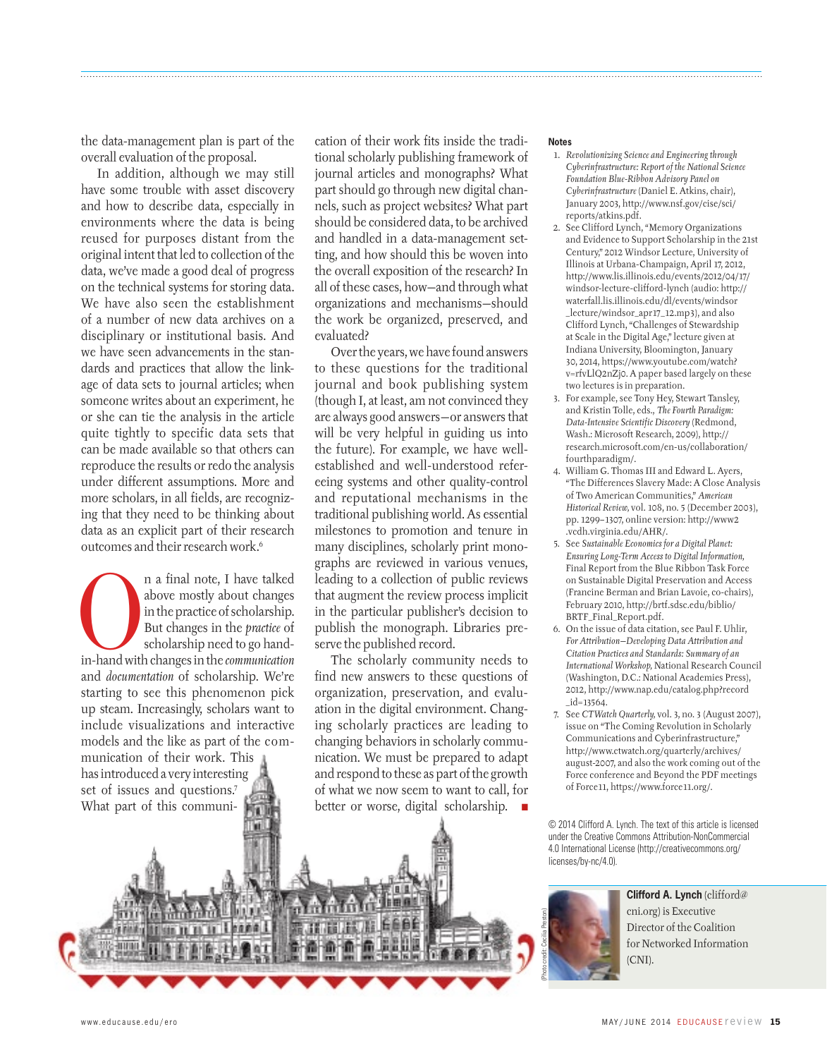the data-management plan is part of the overall evaluation of the proposal.

In addition, although we may still have some trouble with asset discovery and how to describe data, especially in environments where the data is being reused for purposes distant from the original intent that led to collection of the data, we've made a good deal of progress on the technical systems for storing data. We have also seen the establishment of a number of new data archives on a disciplinary or institutional basis. And we have seen advancements in the standards and practices that allow the linkage of data sets to journal articles; when someone writes about an experiment, he or she can tie the analysis in the article quite tightly to specific data sets that can be made available so that others can reproduce the results or redo the analysis under different assumptions. More and more scholars, in all fields, are recognizing that they need to be thinking about data as an explicit part of their research outcomes and their research work.[6]

On a final note, I have talked above mostly about changes in the practice of scholarship. But changes in the *practice* of scholarship need to go hand-in-hand with changes in the *communication* and *documentation* of scholarship. We're starting to see this phenomenon pick up steam. Increasingly, scholars want to include visualizations and interactive models and the like as part of the communication of their work. This has introduced a very interesting set of issues and questions.[7] What part of this communication of their work fits inside the traditional scholarly publishing framework of journal articles and monographs? What part should go through new digital channels, such as project websites? What part should be considered data, to be archived and handled in a data-management setting, and how should this be woven into the overall exposition of the research? In all of these cases, how—and through what organizations and mechanisms—should the work be organized, preserved, and evaluated?

Over the years, we have found answers to these questions for the traditional journal and book publishing system (though I, at least, am not convinced they are always good answers—or answers that will be very helpful in guiding us into the future). For example, we have well-established and well-understood refereeing systems and other quality-control and reputational mechanisms in the traditional publishing world. As essential milestones to promotion and tenure in many disciplines, scholarly print monographs are reviewed in various venues, leading to a collection of public reviews that augment the review process implicit in the particular publisher's decision to publish the monograph. Libraries preserve the published record.

The scholarly community needs to find new answers to these questions of organization, preservation, and evaluation in the digital environment. Changing scholarly practices are leading to changing behaviors in scholarly communication. We must be prepared to adapt and respond to these as part of the growth of what we now seem to want to call, for better or worse, digital scholarship. ■

**Notes**

1. *Revolutionizing Science and Engineering through Cyberinfrastructure: Report of the National Science Foundation Blue-Ribbon Advisory Panel on Cyberinfrastructure* (Daniel E. Atkins, chair), January 2003, http://www.nsf.gov/cise/sci/reports/atkins.pdf.
2. See Clifford Lynch, "Memory Organizations and Evidence to Support Scholarship in the 21st Century," 2012 Windsor Lecture, University of Illinois at Urbana-Champaign, April 17, 2012, http://www.lis.illinois.edu/events/2012/04/17/windsor-lecture-clifford-lynch (audio: http://waterfall.lis.illinois.edu/dl/events/windsor_lecture/windsor_apr17_12.mp3), and also Clifford Lynch, "Challenges of Stewardship at Scale in the Digital Age," lecture given at Indiana University, Bloomington, January 30, 2014, https://www.youtube.com/watch?v=rfvLlQ2nZj0. A paper based largely on these two lectures is in preparation.
3. For example, see Tony Hey, Stewart Tansley, and Kristin Tolle, eds., *The Fourth Paradigm: Data-Intensive Scientific Discovery* (Redmond, Wash.: Microsoft Research, 2009), http://research.microsoft.com/en-us/collaboration/fourthparadigm/.
4. William G. Thomas III and Edward L. Ayers, "The Differences Slavery Made: A Close Analysis of Two American Communities," *American Historical Review*, vol. 108, no. 5 (December 2003), pp. 1299–1307, online version: http://www2.vcdh.virginia.edu/AHR/.
5. See *Sustainable Economics for a Digital Planet: Ensuring Long-Term Access to Digital Information*, Final Report from the Blue Ribbon Task Force on Sustainable Digital Preservation and Access (Francine Berman and Brian Lavoie, co-chairs), February 2010, http://brtf.sdsc.edu/biblio/BRTF_Final_Report.pdf.
6. On the issue of data citation, see Paul F. Uhlir, *For Attribution—Developing Data Attribution and Citation Practices and Standards: Summary of an International Workshop*, National Research Council (Washington, D.C.: National Academies Press), 2012, http://www.nap.edu/catalog.php?record_id=13564.
7. See *CTWatch Quarterly*, vol. 3, no. 3 (August 2007), issue on "The Coming Revolution in Scholarly Communications and Cyberinfrastructure," http://www.ctwatch.org/quarterly/archives/august-2007, and also the work coming out of the Force conference and Beyond the PDF meetings of Force11, https://www.force11.org/.

© 2014 Clifford A. Lynch. The text of this article is licensed under the Creative Commons Attribution-NonCommercial 4.0 International License (http://creativecommons.org/licenses/by-nc/4.0).

(Photo credit: Cecilia Preston)

**Clifford A. Lynch** (clifford@cni.org) is Executive Director of the Coalition for Networked Information (CNI).